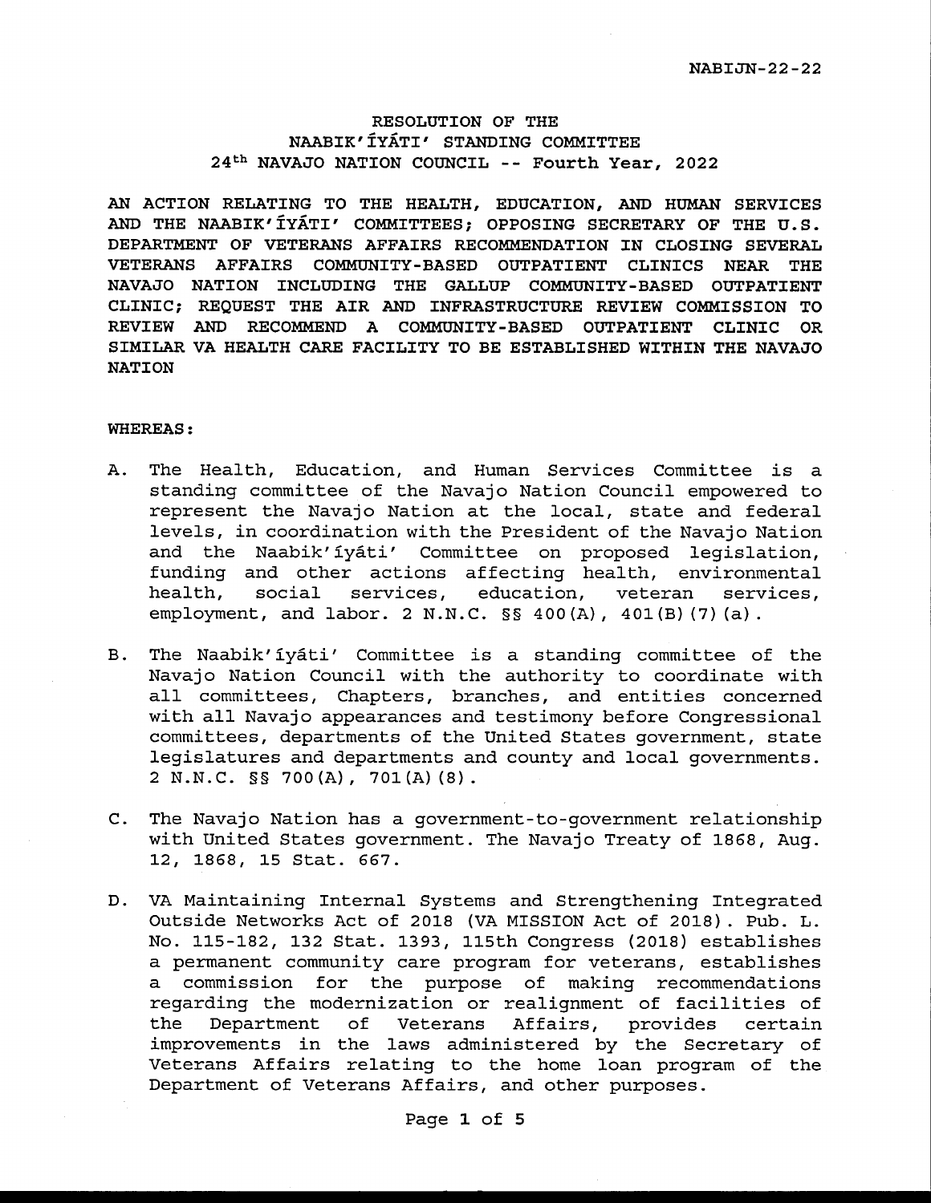NABIJN-22-22

# RESOLUTION OF THE NAABIK'ÍYÁTI' STANDING COMMITTEE 24th NAVAJO NATION COUNCIL -- Fourth Year, 2022

**AN ACTION RELATING TO THE HEALTH, EDUCATION, AND HUMAN SERVICES AND THE NAABIK'ÍYÁTI' COMMITTEES; OPPOSING SECRETARY OF THE U.S. DEPARTMENT OF VETERANS AFFAIRS RECOMMENDATION IN CLOSING SEVERAL VETERANS AFFAIRS COMMUNITY-BASED OUTPATIENT CLINICS NEAR THE NAVAJO NATION INCLUDING THE GALLUP COMMUNITY-BASED OUTPATIENT CLINIC; REQUEST THE AIR AND INFRASTRUCTURE REVIEW COMMISSION TO REVIEW AND RECOMMEND A COMMUNITY-BASED OUTPATIENT CLINIC OR SIMILAR VA HEALTH CARE FACILITY TO BE ESTABLISHED WITHIN THE NAVAJO NATION**

**WHEREAS:**

A. The Health, Education, and Human Services Committee is a standing committee of the Navajo Nation Council empowered to represent the Navajo Nation at the local, state and federal levels, in coordination with the President of the Navajo Nation and the Naabik'íyáti' Committee on proposed legislation, funding and other actions affecting health, environmental health, social services, education, veteran services, employment, and labor. 2 N.N.C. §§ 400(A), 401(B)(7)(a).

B. The Naabik'íyáti' Committee is a standing committee of the Navajo Nation Council with the authority to coordinate with all committees, Chapters, branches, and entities concerned with all Navajo appearances and testimony before Congressional committees, departments of the United States government, state legislatures and departments and county and local governments. 2 N.N.C. §§ 700(A), 701(A)(8).

C. The Navajo Nation has a government-to-government relationship with United States government. The Navajo Treaty of 1868, Aug. 12, 1868, 15 Stat. 667.

D. VA Maintaining Internal Systems and Strengthening Integrated Outside Networks Act of 2018 (VA MISSION Act of 2018). Pub. L. No. 115-182, 132 Stat. 1393, 115th Congress (2018) establishes a permanent community care program for veterans, establishes a commission for the purpose of making recommendations regarding the modernization or realignment of facilities of the Department of Veterans Affairs, provides certain improvements in the laws administered by the Secretary of Veterans Affairs relating to the home loan program of the Department of Veterans Affairs, and other purposes.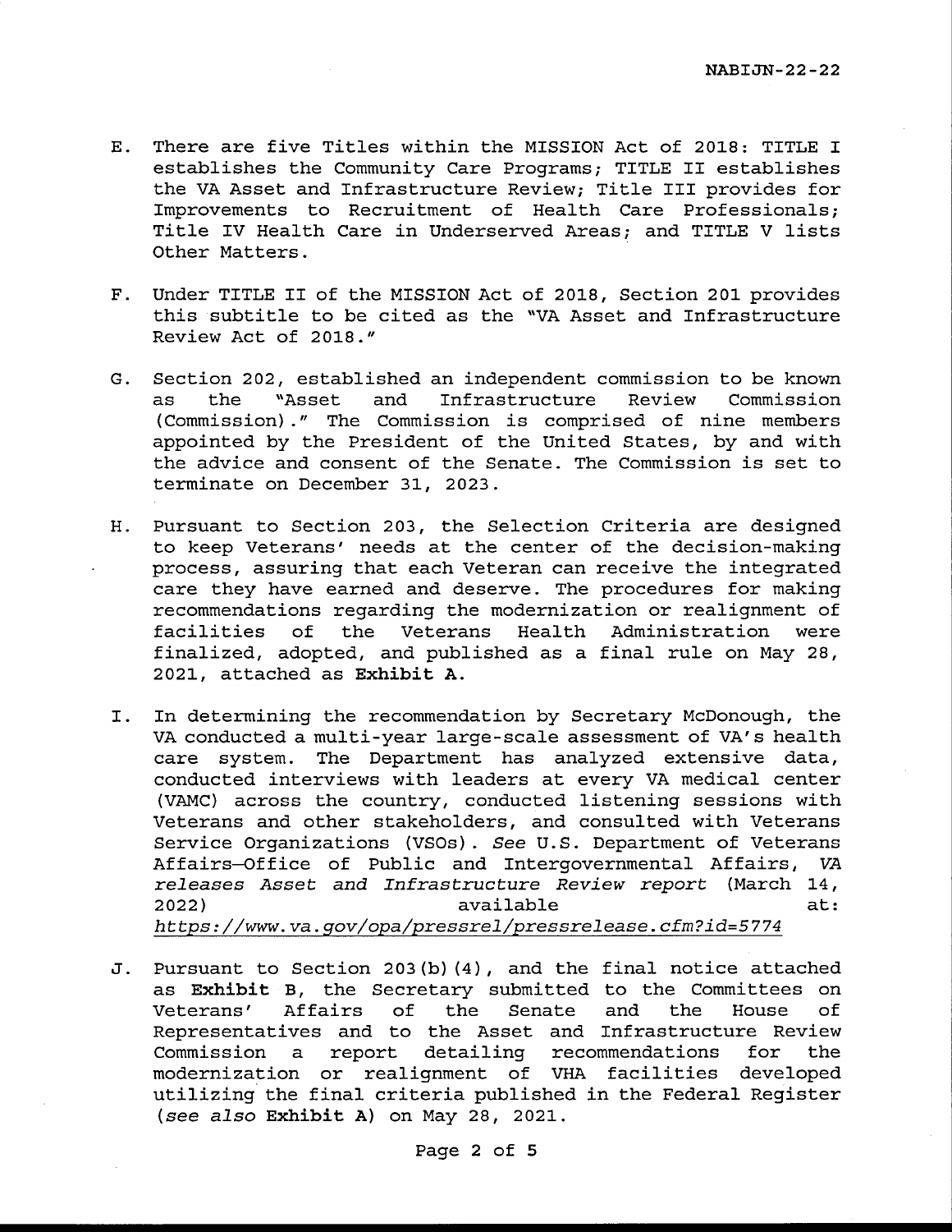E. There are five Titles within the MISSION Act of 2018: TITLE I establishes the Community Care Programs; TITLE II establishes the VA Asset and Infrastructure Review; Title III provides for Improvements to Recruitment of Health Care Professionals; Title IV Health Care in Underserved Areas; and TITLE V lists Other Matters.

F. Under TITLE II of the MISSION Act of 2018, Section 201 provides this subtitle to be cited as the "VA Asset and Infrastructure Review Act of 2018."

G. Section 202, established an independent commission to be known as the "Asset and Infrastructure Review Commission (Commission)." The Commission is comprised of nine members appointed by the President of the United States, by and with the advice and consent of the Senate. The Commission is set to terminate on December 31, 2023.

H. Pursuant to Section 203, the Selection Criteria are designed to keep Veterans' needs at the center of the decision-making process, assuring that each Veteran can receive the integrated care they have earned and deserve. The procedures for making recommendations regarding the modernization or realignment of facilities of the Veterans Health Administration were finalized, adopted, and published as a final rule on May 28, 2021, attached as **Exhibit A**.

I. In determining the recommendation by Secretary McDonough, the VA conducted a multi-year large-scale assessment of VA's health care system. The Department has analyzed extensive data, conducted interviews with leaders at every VA medical center (VAMC) across the country, conducted listening sessions with Veterans and other stakeholders, and consulted with Veterans Service Organizations (VSOs). *See* U.S. Department of Veterans Affairs—Office of Public and Intergovernmental Affairs, *VA releases Asset and Infrastructure Review report* (March 14, 2022) available at: *https://www.va.gov/opa/pressrel/pressrelease.cfm?id=5774*

J. Pursuant to Section 203(b)(4), and the final notice attached as **Exhibit B**, the Secretary submitted to the Committees on Veterans' Affairs of the Senate and the House of Representatives and to the Asset and Infrastructure Review Commission a report detailing recommendations for the modernization or realignment of VHA facilities developed utilizing the final criteria published in the Federal Register (*see also* **Exhibit A**) on May 28, 2021.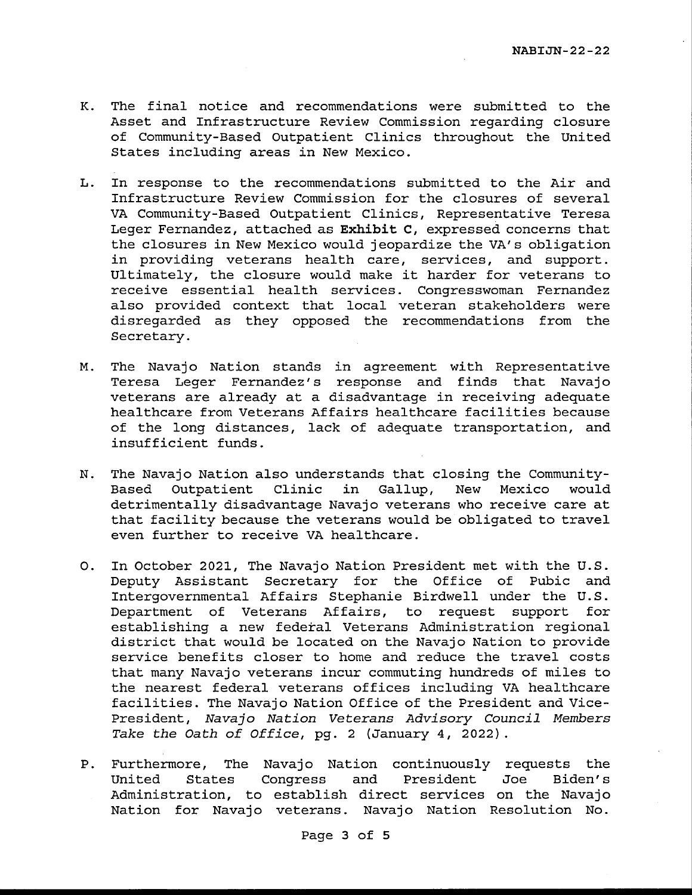K. The final notice and recommendations were submitted to the Asset and Infrastructure Review Commission regarding closure of Community-Based Outpatient Clinics throughout the United States including areas in New Mexico.

L. In response to the recommendations submitted to the Air and Infrastructure Review Commission for the closures of several VA Community-Based Outpatient Clinics, Representative Teresa Leger Fernandez, attached as **Exhibit C**, expressed concerns that the closures in New Mexico would jeopardize the VA's obligation in providing veterans health care, services, and support. Ultimately, the closure would make it harder for veterans to receive essential health services. Congresswoman Fernandez also provided context that local veteran stakeholders were disregarded as they opposed the recommendations from the Secretary.

M. The Navajo Nation stands in agreement with Representative Teresa Leger Fernandez's response and finds that Navajo veterans are already at a disadvantage in receiving adequate healthcare from Veterans Affairs healthcare facilities because of the long distances, lack of adequate transportation, and insufficient funds.

N. The Navajo Nation also understands that closing the Community-Based Outpatient Clinic in Gallup, New Mexico would detrimentally disadvantage Navajo veterans who receive care at that facility because the veterans would be obligated to travel even further to receive VA healthcare.

O. In October 2021, The Navajo Nation President met with the U.S. Deputy Assistant Secretary for the Office of Pubic and Intergovernmental Affairs Stephanie Birdwell under the U.S. Department of Veterans Affairs, to request support for establishing a new federal Veterans Administration regional district that would be located on the Navajo Nation to provide service benefits closer to home and reduce the travel costs that many Navajo veterans incur commuting hundreds of miles to the nearest federal veterans offices including VA healthcare facilities. The Navajo Nation Office of the President and Vice-President, *Navajo Nation Veterans Advisory Council Members Take the Oath of Office*, pg. 2 (January 4, 2022).

P. Furthermore, The Navajo Nation continuously requests the United States Congress and President Joe Biden's Administration, to establish direct services on the Navajo Nation for Navajo veterans. Navajo Nation Resolution No.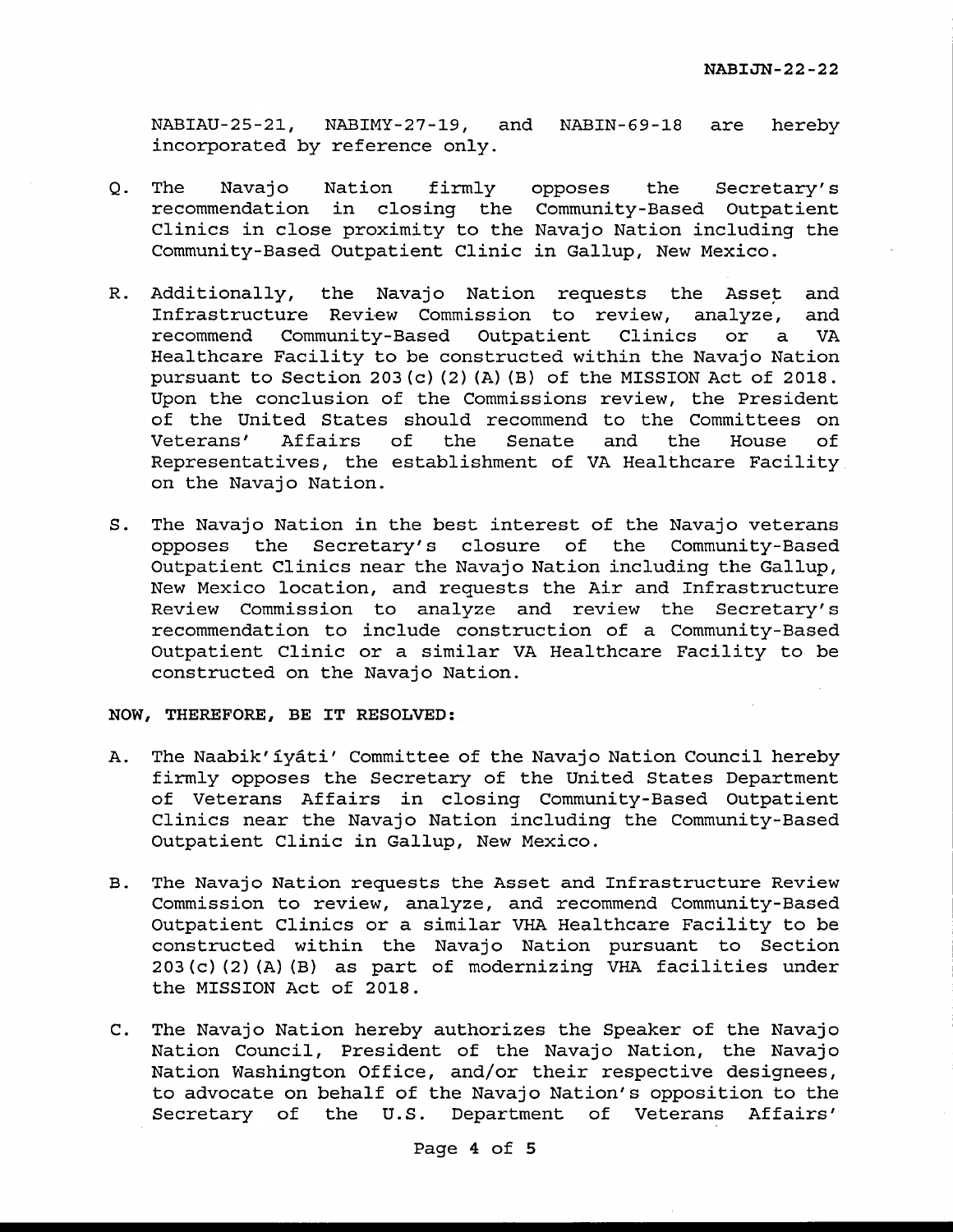NABIAU-25-21, NABIMY-27-19, and NABIN-69-18 are hereby incorporated by reference only.

Q. The Navajo Nation firmly opposes the Secretary's recommendation in closing the Community-Based Outpatient Clinics in close proximity to the Navajo Nation including the Community-Based Outpatient Clinic in Gallup, New Mexico.

R. Additionally, the Navajo Nation requests the Asset and Infrastructure Review Commission to review, analyze, and recommend Community-Based Outpatient Clinics or a VA Healthcare Facility to be constructed within the Navajo Nation pursuant to Section 203(c)(2)(A)(B) of the MISSION Act of 2018. Upon the conclusion of the Commissions review, the President of the United States should recommend to the Committees on Veterans' Affairs of the Senate and the House of Representatives, the establishment of VA Healthcare Facility on the Navajo Nation.

S. The Navajo Nation in the best interest of the Navajo veterans opposes the Secretary's closure of the Community-Based Outpatient Clinics near the Navajo Nation including the Gallup, New Mexico location, and requests the Air and Infrastructure Review Commission to analyze and review the Secretary's recommendation to include construction of a Community-Based Outpatient Clinic or a similar VA Healthcare Facility to be constructed on the Navajo Nation.

**NOW, THEREFORE, BE IT RESOLVED:**

A. The Naabik'íyáti' Committee of the Navajo Nation Council hereby firmly opposes the Secretary of the United States Department of Veterans Affairs in closing Community-Based Outpatient Clinics near the Navajo Nation including the Community-Based Outpatient Clinic in Gallup, New Mexico.

B. The Navajo Nation requests the Asset and Infrastructure Review Commission to review, analyze, and recommend Community-Based Outpatient Clinics or a similar VHA Healthcare Facility to be constructed within the Navajo Nation pursuant to Section 203(c)(2)(A)(B) as part of modernizing VHA facilities under the MISSION Act of 2018.

C. The Navajo Nation hereby authorizes the Speaker of the Navajo Nation Council, President of the Navajo Nation, the Navajo Nation Washington Office, and/or their respective designees, to advocate on behalf of the Navajo Nation's opposition to the Secretary of the U.S. Department of Veterans Affairs'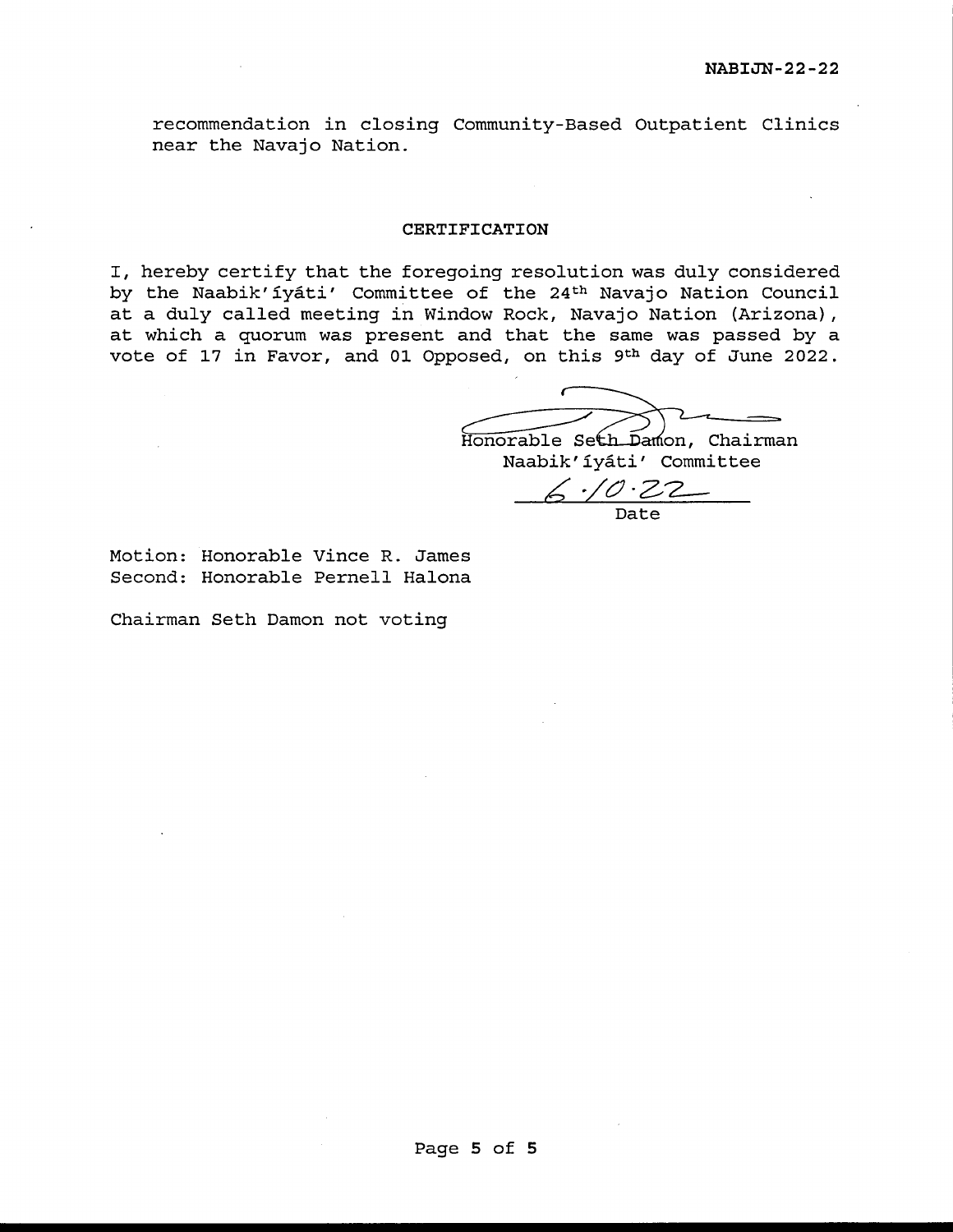recommendation in closing Community-Based Outpatient Clinics near the Navajo Nation.

## CERTIFICATION

I, hereby certify that the foregoing resolution was duly considered by the Naabik'íyáti' Committee of the 24th Navajo Nation Council at a duly called meeting in Window Rock, Navajo Nation (Arizona), at which a quorum was present and that the same was passed by a vote of 17 in Favor, and 01 Opposed, on this 9th day of June 2022.

Honorable Seth Damon, Chairman
Naabik'íyáti' Committee

6.10.22
Date

Motion: Honorable Vince R. James
Second: Honorable Pernell Halona

Chairman Seth Damon not voting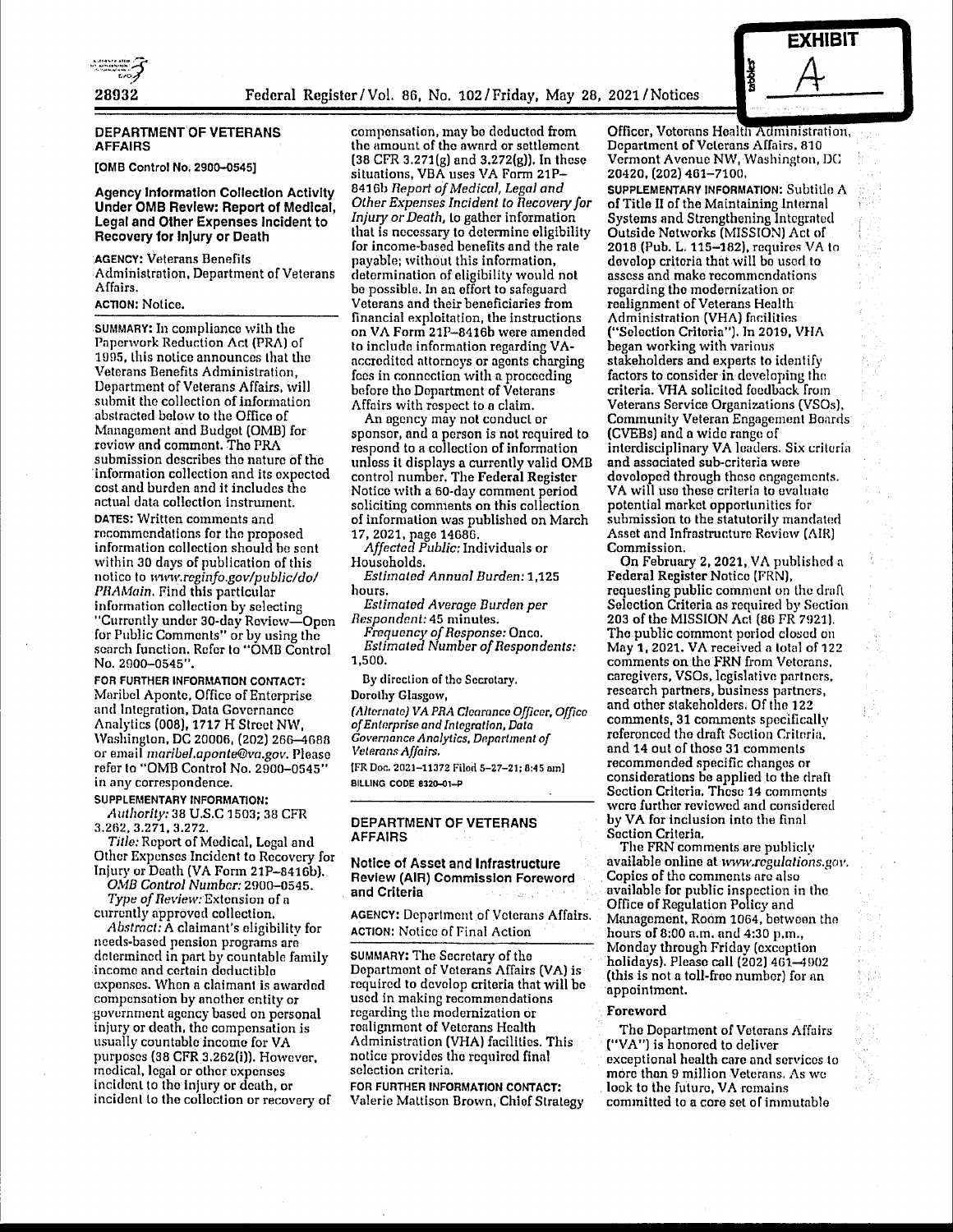EXHIBIT

A

## DEPARTMENT OF VETERANS AFFAIRS

**[OMB Control No. 2900-0545]**

### Agency Information Collection Activity Under OMB Review: Report of Medical, Legal and Other Expenses Incident to Recovery for Injury or Death

**AGENCY:** Veterans Benefits Administration, Department of Veterans Affairs.

**ACTION:** Notice.

**SUMMARY:** In compliance with the Paperwork Reduction Act (PRA) of 1995, this notice announces that the Veterans Benefits Administration, Department of Veterans Affairs, will submit the collection of information abstracted below to the Office of Management and Budget (OMB) for review and comment. The PRA submission describes the nature of the information collection and its expected cost and burden and it includes the actual data collection instrument.

**DATES:** Written comments and recommendations for the proposed information collection should be sent within 30 days of publication of this notice to *www.reginfo.gov/public/do/PRAMain*. Find this particular information collection by selecting "Currently under 30-day Review—Open for Public Comments" or by using the search function. Refer to "OMB Control No. 2900-0545".

**FOR FURTHER INFORMATION CONTACT:** Maribel Aponte, Office of Enterprise and Integration, Data Governance Analytics (008), 1717 H Street NW, Washington, DC 20006, (202) 266-4688 or email *maribel.aponte@va.gov*. Please refer to "OMB Control No. 2900-0545" in any correspondence.

**SUPPLEMENTARY INFORMATION:**

*Authority:* 38 U.S.C 1503; 38 CFR 3.262, 3.271, 3.272.

*Title:* Report of Medical, Legal and Other Expenses Incident to Recovery for Injury or Death (VA Form 21P-8416b).

*OMB Control Number:* 2900-0545.

*Type of Review:* Extension of a currently approved collection.

*Abstract:* A claimant's eligibility for needs-based pension programs are determined in part by countable family income and certain deductible expenses. When a claimant is awarded compensation by another entity or government agency based on personal injury or death, the compensation is usually countable income for VA purposes (38 CFR 3.262(i)). However, medical, legal or other expenses incident to the injury or death, or incident to the collection or recovery of compensation, may be deducted from the amount of the award or settlement (38 CFR 3.271(g) and 3.272(g)). In these situations, VBA uses VA Form 21P-8416b *Report of Medical, Legal and Other Expenses Incident to Recovery for Injury or Death*, to gather information that is necessary to determine eligibility for income-based benefits and the rate payable; without this information, determination of eligibility would not be possible. In an effort to safeguard Veterans and their beneficiaries from financial exploitation, the instructions on VA Form 21P-8416b were amended to include information regarding VA-accredited attorneys or agents charging fees in connection with a proceeding before the Department of Veterans Affairs with respect to a claim.

An agency may not conduct or sponsor, and a person is not required to respond to a collection of information unless it displays a currently valid OMB control number. The **Federal Register** Notice with a 60-day comment period soliciting comments on this collection of information was published on March 17, 2021, page 14686.

*Affected Public:* Individuals or Households.

*Estimated Annual Burden:* 1,125 hours.

*Estimated Average Burden per Respondent:* 45 minutes.

*Frequency of Response:* Once.

*Estimated Number of Respondents:* 1,500.

By direction of the Secretary.

**Dorothy Glasgow,**

*(Alternate) VA PRA Clearance Officer, Office of Enterprise and Integration, Data Governance Analytics, Department of Veterans Affairs.*

[FR Doc. 2021-11372 Filed 5-27-21; 8:45 am]

**BILLING CODE 8320-01-P**

## DEPARTMENT OF VETERANS AFFAIRS

### Notice of Asset and Infrastructure Review (AIR) Commission Foreword and Criteria

**AGENCY:** Department of Veterans Affairs.

**ACTION:** Notice of Final Action

**SUMMARY:** The Secretary of the Department of Veterans Affairs (VA) is required to develop criteria that will be used in making recommendations regarding the modernization or realignment of Veterans Health Administration (VHA) facilities. This notice provides the required final selection criteria.

**FOR FURTHER INFORMATION CONTACT:** Valerie Mattison Brown, Chief Strategy Officer, Veterans Health Administration, Department of Veterans Affairs, 810 Vermont Avenue NW, Washington, DC 20420, (202) 461-7100.

**SUPPLEMENTARY INFORMATION:** Subtitle A of Title II of the Maintaining Internal Systems and Strengthening Integrated Outside Networks (MISSION) Act of 2018 (Pub. L. 115-182), requires VA to develop criteria that will be used to assess and make recommendations regarding the modernization or realignment of Veterans Health Administration (VHA) facilities ("Selection Criteria"). In 2019, VHA began working with various stakeholders and experts to identify factors to consider in developing the criteria. VHA solicited feedback from Veterans Service Organizations (VSOs), Community Veteran Engagement Boards (CVEBs) and a wide range of interdisciplinary VA leaders. Six criteria and associated sub-criteria were developed through these engagements. VA will use these criteria to evaluate potential market opportunities for submission to the statutorily mandated Asset and Infrastructure Review (AIR) Commission.

On February 2, 2021, VA published a **Federal Register** Notice (FRN), requesting public comment on the draft Selection Criteria as required by Section 203 of the MISSION Act (86 FR 7921). The public comment period closed on May 1, 2021. VA received a total of 122 comments on the FRN from Veterans, caregivers, VSOs, legislative partners, research partners, business partners, and other stakeholders. Of the 122 comments, 31 comments specifically referenced the draft Section Criteria, and 14 out of those 31 comments recommended specific changes or considerations be applied to the draft Section Criteria. These 14 comments were further reviewed and considered by VA for inclusion into the final Section Criteria.

The FRN comments are publicly available online at *www.regulations.gov*. Copies of the comments are also available for public inspection in the Office of Regulation Policy and Management, Room 1064, between the hours of 8:00 a.m. and 4:30 p.m., Monday through Friday (exception holidays). Please call (202) 461-4902 (this is not a toll-free number) for an appointment.

#### Foreword

The Department of Veterans Affairs ("VA") is honored to deliver exceptional health care and services to more than 9 million Veterans. As we look to the future, VA remains committed to a core set of immutable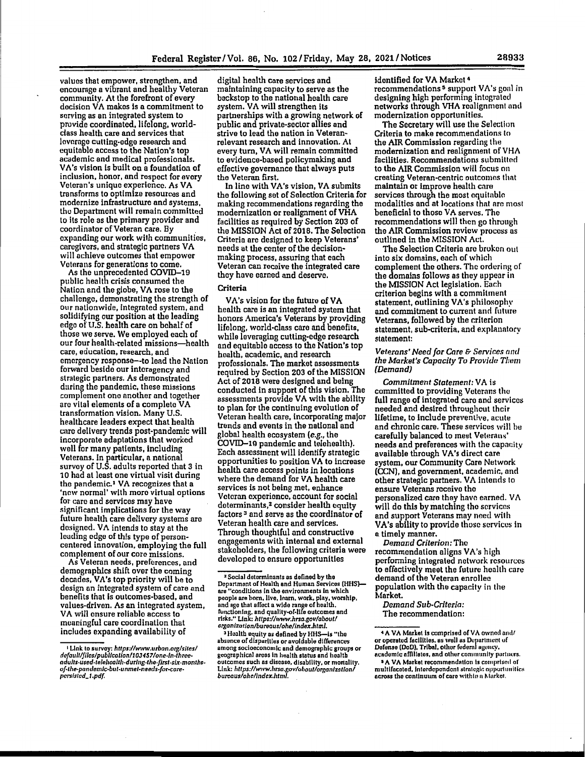values that empower, strengthen, and encourage a vibrant and healthy Veteran community. At the forefront of every decision VA makes is a commitment to serving as an integrated system to provide coordinated, lifelong, world-class health care and services that leverage cutting-edge research and equitable access to the Nation's top academic and medical professionals. VA's vision is built on a foundation of inclusion, honor, and respect for every Veteran's unique experience. As VA transforms to optimize resources and modernize infrastructure and systems, the Department will remain committed to its role as the primary provider and coordinator of Veteran care. By expanding our work with communities, caregivers, and strategic partners VA will achieve outcomes that empower Veterans for generations to come.

As the unprecedented COVID–19 public health crisis consumed the Nation and the globe, VA rose to the challenge, demonstrating the strength of our nationwide, integrated system, and solidifying our position at the leading edge of U.S. health care on behalf of those we serve. We employed each of our four health-related missions—health care, education, research, and emergency response—to lead the Nation forward beside our interagency and strategic partners. As demonstrated during the pandemic, these missions complement one another and together are vital elements of a complete VA transformation vision. Many U.S. healthcare leaders expect that health care delivery trends post-pandemic will incorporate adaptations that worked well for many patients, including Veterans. In particular, a national survey of U.S. adults reported that 3 in 10 had at least one virtual visit during the pandemic.[1] VA recognizes that a 'new normal' with more virtual options for care and services may have significant implications for the way future health care delivery systems are designed. VA intends to stay at the leading edge of this type of person-centered innovation, employing the full complement of our core missions.

As Veteran needs, preferences, and demographics shift over the coming decades, VA's top priority will be to design an integrated system of care and benefits that is outcomes-based, and values-driven. As an integrated system, VA will ensure reliable access to meaningful care coordination that includes expanding availability of digital health care services and maintaining capacity to serve as the backstop to the national health care system. VA will strengthen its partnerships with a growing network of public and private-sector allies and strive to lead the nation in Veteran-relevant research and innovation. At every turn, VA will remain committed to evidence-based policymaking and effective governance that always puts the Veteran first.

In line with VA's vision, VA submits the following set of Selection Criteria for making recommendations regarding the modernization or realignment of VHA facilities as required by Section 203 of the MISSION Act of 2018. The Selection Criteria are designed to keep Veterans' needs at the center of the decision-making process, assuring that each Veteran can receive the integrated care they have earned and deserve.

## Criteria

VA's vision for the future of VA health care is an integrated system that honors America's Veterans by providing lifelong, world-class care and benefits, while leveraging cutting-edge research and equitable access to the Nation's top health, academic, and research professionals. The market assessments required by Section 203 of the MISSION Act of 2018 were designed and being conducted in support of this vision. The assessments provide VA with the ability to plan for the continuing evolution of Veteran health care, incorporating major trends and events in the national and global health ecosystem (*e.g.,* the COVID–19 pandemic and telehealth). Each assessment will identify strategic opportunities to position VA to increase health care access points in locations where the demand for VA health care services is not being met, enhance Veteran experience, account for social determinants,[2] consider health equity factors[3] and serve as the coordinator of Veteran health care and services. Through thoughtful and constructive engagements with internal and external stakeholders, the following criteria were developed to ensure opportunities identified for VA Market[4] recommendations[5] support VA's goal in designing high performing integrated networks through VHA realignment and modernization opportunities.

The Secretary will use the Selection Criteria to make recommendations to the AIR Commission regarding the modernization and realignment of VHA facilities. Recommendations submitted to the AIR Commission will focus on creating Veteran-centric outcomes that maintain or improve health care services through the most equitable modalities and at locations that are most beneficial to those VA serves. The recommendations will then go through the AIR Commission review process as outlined in the MISSION Act.

The Selection Criteria are broken out into six domains, each of which complement the others. The ordering of the domains follows as they appear in the MISSION Act legislation. Each criterion begins with a commitment statement, outlining VA's philosophy and commitment to current and future Veterans, followed by the criterion statement, sub-criteria, and explanatory statement:

### *Veterans' Need for Care & Services and the Market's Capacity To Provide Them (Demand)*

*Commitment Statement:* VA is committed to providing Veterans the full range of integrated care and services needed and desired throughout their lifetime, to include preventive, acute and chronic care. These services will be carefully balanced to meet Veterans' needs and preferences with the capacity available through VA's direct care system, our Community Care Network (CCN), and government, academic, and other strategic partners. VA intends to ensure Veterans receive the personalized care they have earned. VA will do this by matching the services and support Veterans may need with VA's ability to provide those services in a timely manner.

*Demand Criterion:* The recommendation aligns VA's high performing integrated network resources to effectively meet the future health care demand of the Veteran enrollee population with the capacity in the Market.

*Demand Sub-Criteria:*

The recommendation:

---

[1] Link to survey: *https://www.urban.org/sites/default/files/publication/103457/one-in-three-adults-used-telehealth-during-the-first-six-months-of-the-pandemic-but-unmet-needs-for-care-persisted_1.pdf.*

[2] Social determinants as defined by the Department of Health and Human Services (HHS)—are "conditions in the environments in which people are born, live, learn, work, play, worship, and age that affect a wide range of health, functioning, and quality-of-life outcomes and risks." Link: *https://www.hrsa.gov/about/organization/bureaus/ohe/index.html.*

[3] Health equity as defined by HHS—is "the absence of disparities or avoidable differences among socioeconomic and demographic groups or geographical areas in health status and health outcomes such as disease, disability, or mortality. Link: *https://www.hrsa.gov/about/organization/bureaus/ohe/index.html.*

[4] A VA Market is comprised of VA owned and/or operated facilities, as well as Department of Defense (DoD), Tribal, other federal agency, academic affiliates, and other community partners.

[5] A VA Market recommendation is comprised of multifaceted, interdependent strategic opportunities across the continuum of care within a Market.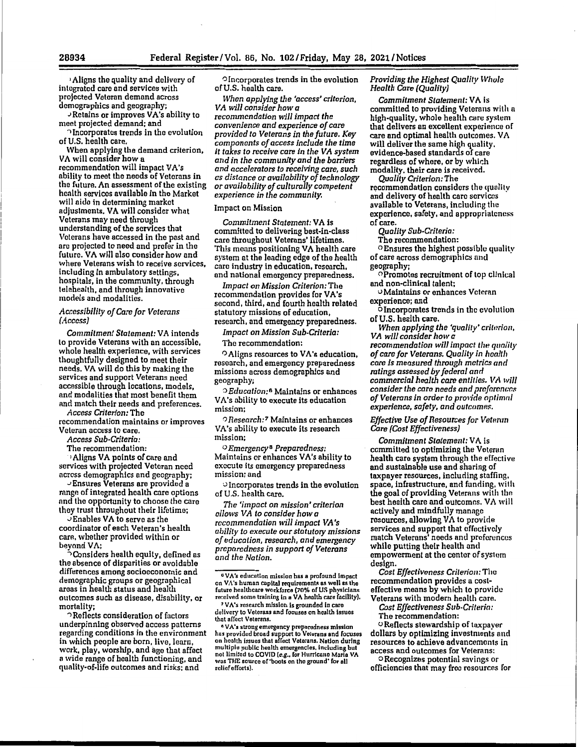○ Aligns the quality and delivery of integrated care and services with projected Veteran demand across demographics and geography;

○ Retains or improves VA's ability to meet projected demand; and

○ Incorporates trends in the evolution of U.S. health care.

When applying the demand criterion, VA will consider how a recommendation will impact VA's ability to meet the needs of Veterans in the future. An assessment of the existing health services available in the Market will aide in determining market adjustments. VA will consider what Veterans may need through understanding of the services that Veterans have accessed in the past and are projected to need and prefer in the future. VA will also consider how and where Veterans wish to receive services, including in ambulatory settings, hospitals, in the community, through telehealth, and through innovative models and modalities.

### *Accessibility of Care for Veterans (Access)*

*Commitment Statement:* VA intends to provide Veterans with an accessible, whole health experience, with services thoughtfully designed to meet their needs. VA will do this by making the services and support Veterans need accessible through locations, models, and modalities that most benefit them and match their needs and preferences.

*Access Criterion:* The recommendation maintains or improves Veteran access to care.

*Access Sub-Criteria:*

The recommendation:

○ Aligns VA points of care and services with projected Veteran need across demographics and geography;

○ Ensures Veterans are provided a range of integrated health care options and the opportunity to choose the care they trust throughout their lifetime;

○ Enables VA to serve as the coordinator of each Veteran's health care, whether provided within or beyond VA;

○ Considers health equity, defined as the absence of disparities or avoidable differences among socioeconomic and demographic groups or geographical areas in health status and health outcomes such as disease, disability, or mortality;

○ Reflects consideration of factors underpinning observed access patterns regarding conditions in the environment in which people are born, live, learn, work, play, worship, and age that affect a wide range of health functioning, and quality-of-life outcomes and risks; and

○ Incorporates trends in the evolution of U.S. health care.

*When applying the 'access' criterion, VA will consider how a recommendation will impact the convenience and experience of care provided to Veterans in the future. Key components of access include the time it takes to receive care in the VA system and in the community and the barriers and accelerators to receiving care, such as distance or availability of technology or availability of culturally competent experience in the community.*

### Impact on Mission

*Commitment Statement:* VA is committed to delivering best-in-class care throughout Veterans' lifetimes. This means positioning VA health care system at the leading edge of the health care industry in education, research, and national emergency preparedness.

*Impact on Mission Criterion:* The recommendation provides for VA's second, third, and fourth health related statutory missions of education, research, and emergency preparedness.

*Impact on Mission Sub-Criteria:*

The recommendation:

○ Aligns resources to VA's education, research, and emergency preparedness missions across demographics and geography;

○ *Education:*[6] Maintains or enhances VA's ability to execute its education mission;

○ *Research:*[7] Maintains or enhances VA's ability to execute its research mission;

○ *Emergency*[8] *Preparedness:* Maintains or enhances VA's ability to execute its emergency preparedness mission; and

○ Incorporates trends in the evolution of U.S. health care.

*The 'impact on mission' criterion allows VA to consider how a recommendation will impact VA's ability to execute our statutory missions of education, research, and emergency preparedness in support of Veterans and the Nation.*

[6] VA's education mission has a profound impact on VA's human capital requirements as well as the future healthcare workforce (70% of US physicians received some training in a VA health care facility).

[7] VA's research mission is grounded in care delivery to Veterans and focuses on health issues that affect Veterans.

[8] VA's strong emergency preparedness mission has provided broad support to Veterans and focuses on health issues that affect Veterans. Nation during multiple public health emergencies, including but not limited to COVID (e.g., for Hurricane Maria VA was THE source of 'boots on the ground' for all relief efforts).

### *Providing the Highest Quality Whole Health Care (Quality)*

*Commitment Statement:* VA is committed to providing Veterans with a high-quality, whole health care system that delivers an excellent experience of care and optimal health outcomes. VA will deliver the same high quality, evidence-based standards of care regardless of where, or by which modality, their care is received.

*Quality Criterion:* The recommendation considers the quality and delivery of health care services available to Veterans, including the experience, safety, and appropriateness of care.

*Quality Sub-Criteria:*

The recommendation:

○ Ensures the highest possible quality of care across demographics and geography;

○ Promotes recruitment of top clinical and non-clinical talent;

○ Maintains or enhances Veteran experience; and

○ Incorporates trends in the evolution of U.S. health care.

*When applying the 'quality' criterion, VA will consider how a recommendation will impact the quality of care for Veterans. Quality in health care is measured through metrics and ratings assessed by federal and commercial health care entities. VA will consider the care needs and preferences of Veterans in order to provide optimal experience, safety, and outcomes.*

### *Effective Use of Resources for Veteran Care (Cost Effectiveness)*

*Commitment Statement:* VA is committed to optimizing the Veteran health care system through the effective and sustainable use and sharing of taxpayer resources, including staffing, space, infrastructure, and funding, with the goal of providing Veterans with the best health care and outcomes. VA will actively and mindfully manage resources, allowing VA to provide services and support that effectively match Veterans' needs and preferences while putting their health and empowerment at the center of system design.

*Cost Effectiveness Criterion:* The recommendation provides a cost-effective means by which to provide Veterans with modern health care.

*Cost Effectiveness Sub-Criteria:*

The recommendation:

○ Reflects stewardship of taxpayer dollars by optimizing investments and resources to achieve advancements in access and outcomes for Veterans;

○ Recognizes potential savings or efficiencies that may free resources for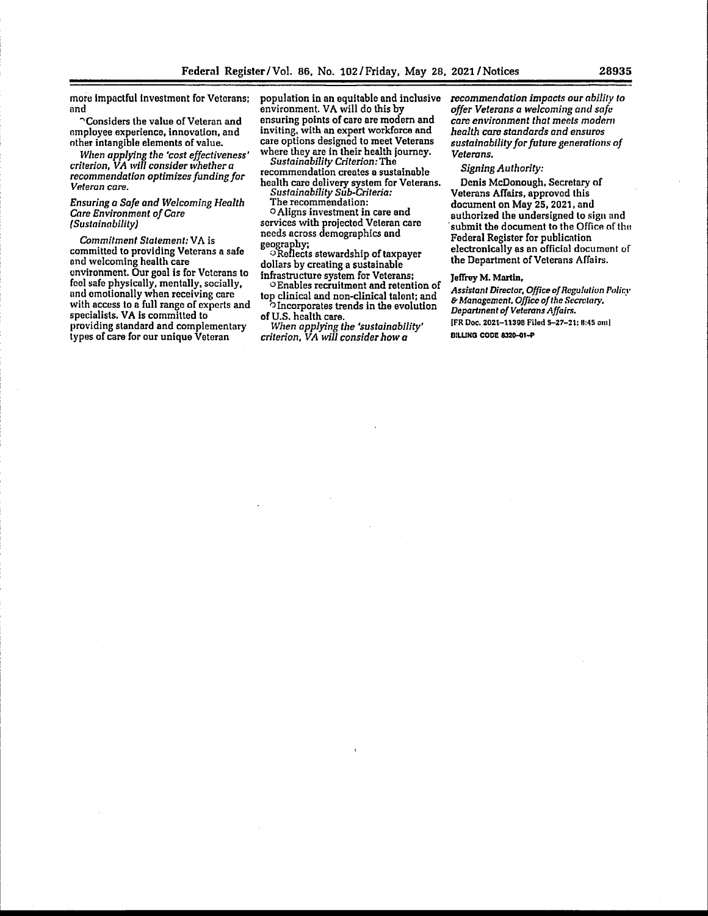more impactful investment for Veterans; and

○ Considers the value of Veteran and employee experience, innovation, and other intangible elements of value.

*When applying the 'cost effectiveness' criterion, VA will consider whether a recommendation optimizes funding for Veteran care.*

*Ensuring a Safe and Welcoming Health Care Environment of Care (Sustainability)*

*Commitment Statement:* VA is committed to providing Veterans a safe and welcoming health care environment. Our goal is for Veterans to feel safe physically, mentally, socially, and emotionally when receiving care with access to a full range of experts and specialists. VA is committed to providing standard and complementary types of care for our unique Veteran population in an equitable and inclusive environment. VA will do this by ensuring points of care are modern and inviting, with an expert workforce and care options designed to meet Veterans where they are in their health journey.

*Sustainability Criterion:* The recommendation creates a sustainable health care delivery system for Veterans.

*Sustainability Sub-Criteria:*

The recommendation:

○ Aligns investment in care and services with projected Veteran care needs across demographics and geography;

○ Reflects stewardship of taxpayer dollars by creating a sustainable infrastructure system for Veterans;

○ Enables recruitment and retention of top clinical and non-clinical talent; and

○ Incorporates trends in the evolution of U.S. health care.

*When applying the 'sustainability' criterion, VA will consider how a recommendation impacts our ability to offer Veterans a welcoming and safe care environment that meets modern health care standards and ensures sustainability for future generations of Veterans.*

*Signing Authority:*

Denis McDonough, Secretary of Veterans Affairs, approved this document on May 25, 2021, and authorized the undersigned to sign and submit the document to the Office of the Federal Register for publication electronically as an official document of the Department of Veterans Affairs.

**Jeffrey M. Martin,**

*Assistant Director, Office of Regulation Policy & Management, Office of the Secretary, Department of Veterans Affairs.*

[FR Doc. 2021–11398 Filed 5–27–21; 8:45 am]

BILLING CODE 8320–01–P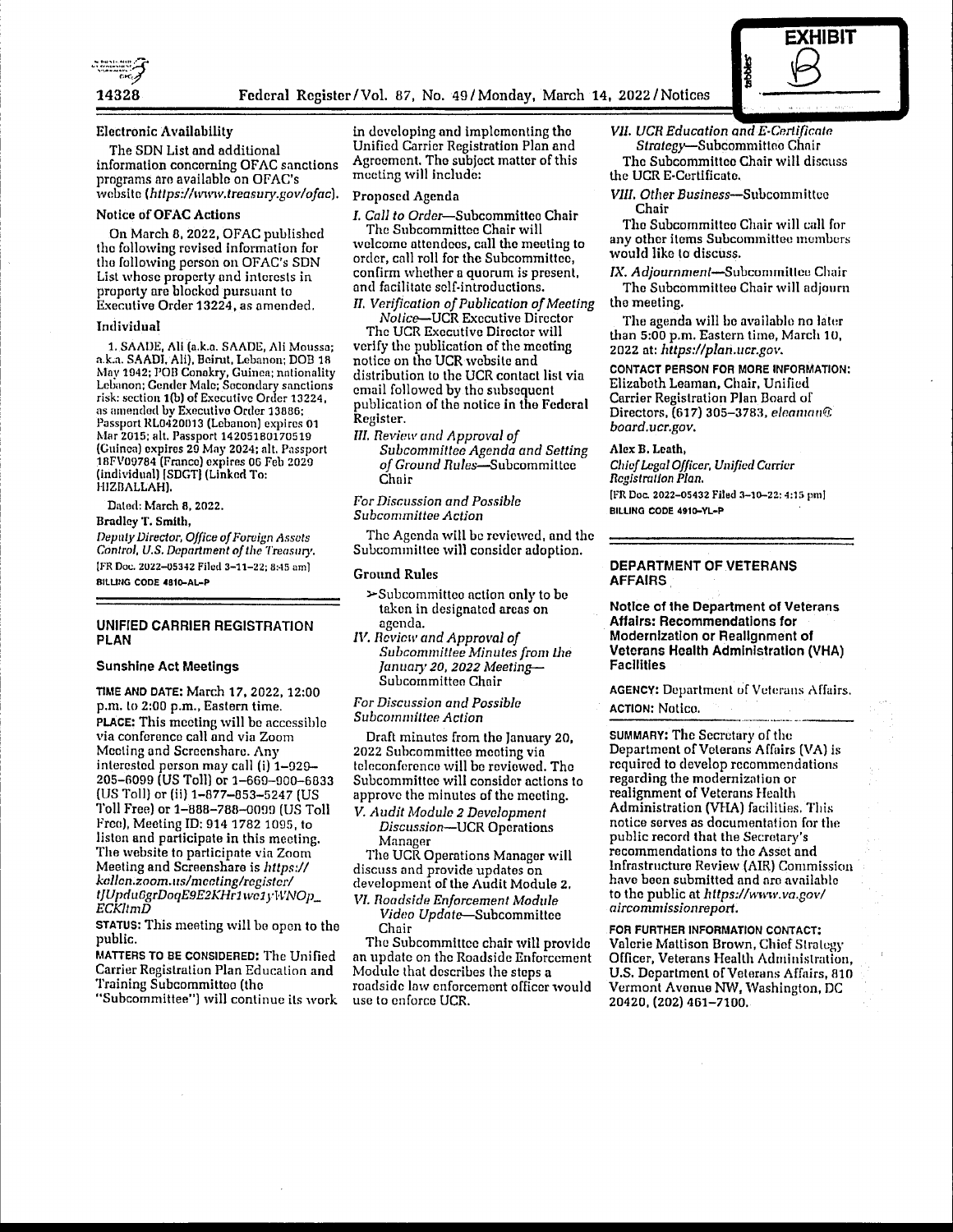EXHIBIT B

## Electronic Availability

The SDN List and additional information concerning OFAC sanctions programs are available on OFAC's website (*https://www.treasury.gov/ofac*).

## Notice of OFAC Actions

On March 8, 2022, OFAC published the following revised information for the following person on OFAC's SDN List whose property and interests in property are blocked pursuant to Executive Order 13224, as amended.

### Individual

1. SAADE, Ali (a.k.a. SAADE, Ali Moussa; a.k.a. SAADI, Ali), Beirut, Lebanon; DOB 18 May 1942; POB Conakry, Guinea; nationality Lebanon; Gender Male; Secondary sanctions risk: section 1(b) of Executive Order 13224, as amended by Executive Order 13886; Passport RL0420013 (Lebanon) expires 01 Mar 2015; alt. Passport 14205180170519 (Guinea) expires 29 May 2024; alt. Passport 18FV09784 (France) expires 06 Feb 2029 (individual) [SDGT] (Linked To: HIZBALLAH).

Dated: March 8, 2022.

**Bradley T. Smith,**

*Deputy Director, Office of Foreign Assets Control, U.S. Department of the Treasury.*

[FR Doc. 2022–05342 Filed 3–11–22; 8:45 am]

BILLING CODE 4810–AL–P

---

## UNIFIED CARRIER REGISTRATION PLAN

### Sunshine Act Meetings

**TIME AND DATE:** March 17, 2022, 12:00 p.m. to 2:00 p.m., Eastern time.

**PLACE:** This meeting will be accessible via conference call and via Zoom Meeting and Screenshare. Any interested person may call (i) 1–929–205–6099 (US Toll) or 1–669–900–6833 (US Toll) or (ii) 1–877–853–5247 (US Toll Free) or 1–888–788–0099 (US Toll Free), Meeting ID: 914 1782 1095, to listen and participate in this meeting. The website to participate via Zoom Meeting and Screenshare is *https://kellen.zoom.us/meeting/register/tJUpdu6grDoqE9E2KHr1we1yWNOp_ECKltmD*

**STATUS:** This meeting will be open to the public.

**MATTERS TO BE CONSIDERED:** The Unified Carrier Registration Plan Education and Training Subcommittee (the "Subcommittee") will continue its work in developing and implementing the Unified Carrier Registration Plan and Agreement. The subject matter of this meeting will include:

### Proposed Agenda

*I. Call to Order*—Subcommittee Chair

The Subcommittee Chair will welcome attendees, call the meeting to order, call roll for the Subcommittee, confirm whether a quorum is present, and facilitate self-introductions.

*II. Verification of Publication of Meeting Notice*—UCR Executive Director

The UCR Executive Director will verify the publication of the meeting notice on the UCR website and distribution to the UCR contact list via email followed by the subsequent publication of the notice in the Federal Register.

*III. Review and Approval of Subcommittee Agenda and Setting of Ground Rules*—Subcommittee Chair

*For Discussion and Possible Subcommittee Action*

The Agenda will be reviewed, and the Subcommittee will consider adoption.

### Ground Rules

- Subcommittee action only to be taken in designated areas on agenda.

*IV. Review and Approval of Subcommittee Minutes from the January 20, 2022 Meeting*—Subcommittee Chair

*For Discussion and Possible Subcommittee Action*

Draft minutes from the January 20, 2022 Subcommittee meeting via teleconference will be reviewed. The Subcommittee will consider actions to approve the minutes of the meeting.

*V. Audit Module 2 Development Discussion*—UCR Operations Manager

The UCR Operations Manager will discuss and provide updates on development of the Audit Module 2.

*VI. Roadside Enforcement Module Video Update*—Subcommittee Chair

The Subcommittee chair will provide an update on the Roadside Enforcement Module that describes the steps a roadside law enforcement officer would use to enforce UCR.

*VII. UCR Education and E-Certificate Strategy*—Subcommittee Chair

The Subcommittee Chair will discuss the UCR E-Certificate.

*VIII. Other Business*—Subcommittee Chair

The Subcommittee Chair will call for any other items Subcommittee members would like to discuss.

*IX. Adjournment*—Subcommittee Chair

The Subcommittee Chair will adjourn the meeting.

The agenda will be available no later than 5:00 p.m. Eastern time, March 10, 2022 at: *https://plan.ucr.gov*.

**CONTACT PERSON FOR MORE INFORMATION:** Elizabeth Leaman, Chair, Unified Carrier Registration Plan Board of Directors, (617) 305–3783, *eleaman@board.ucr.gov*.

**Alex B. Leath,**

*Chief Legal Officer, Unified Carrier Registration Plan.*

[FR Doc. 2022–05432 Filed 3–10–22; 4:15 pm]

BILLING CODE 4910–YL–P

---

## DEPARTMENT OF VETERANS AFFAIRS

### Notice of the Department of Veterans Affairs: Recommendations for Modernization or Realignment of Veterans Health Administration (VHA) Facilities

**AGENCY:** Department of Veterans Affairs.

**ACTION:** Notice.

**SUMMARY:** The Secretary of the Department of Veterans Affairs (VA) is required to develop recommendations regarding the modernization or realignment of Veterans Health Administration (VHA) facilities. This notice serves as documentation for the public record that the Secretary's recommendations to the Asset and Infrastructure Review (AIR) Commission have been submitted and are available to the public at *https://www.va.gov/aircommissionreport*.

**FOR FURTHER INFORMATION CONTACT:** Valerie Mattison Brown, Chief Strategy Officer, Veterans Health Administration, U.S. Department of Veterans Affairs, 810 Vermont Avenue NW, Washington, DC 20420, (202) 461–7100.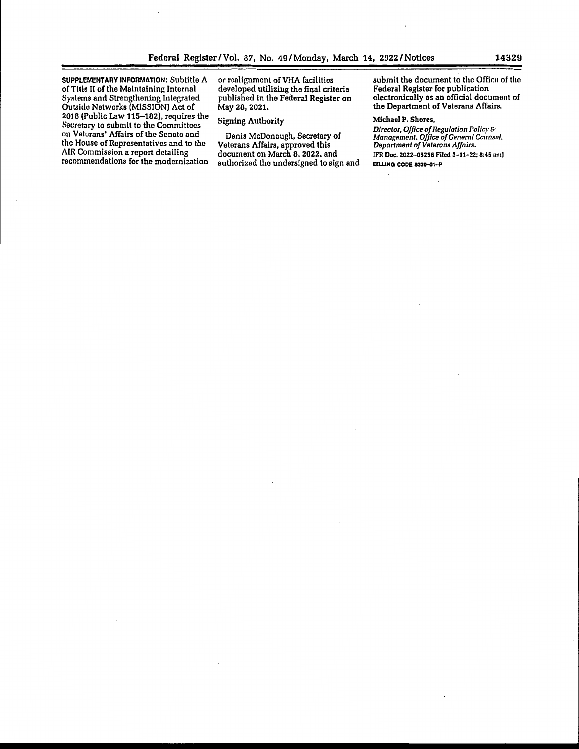**SUPPLEMENTARY INFORMATION:** Subtitle A of Title II of the Maintaining Internal Systems and Strengthening Integrated Outside Networks (MISSION) Act of 2018 (Public Law 115–182), requires the Secretary to submit to the Committees on Veterans' Affairs of the Senate and the House of Representatives and to the AIR Commission a report detailing recommendations for the modernization or realignment of VHA facilities developed utilizing the final criteria published in the Federal Register on May 28, 2021.

## Signing Authority

Denis McDonough, Secretary of Veterans Affairs, approved this document on March 8, 2022, and authorized the undersigned to sign and submit the document to the Office of the Federal Register for publication electronically as an official document of the Department of Veterans Affairs.

**Michael P. Shores,**

*Director, Office of Regulation Policy & Management, Office of General Counsel, Department of Veterans Affairs.*

[FR Doc. 2022–05256 Filed 3–11–22; 8:45 am]

BILLING CODE 8320–01–P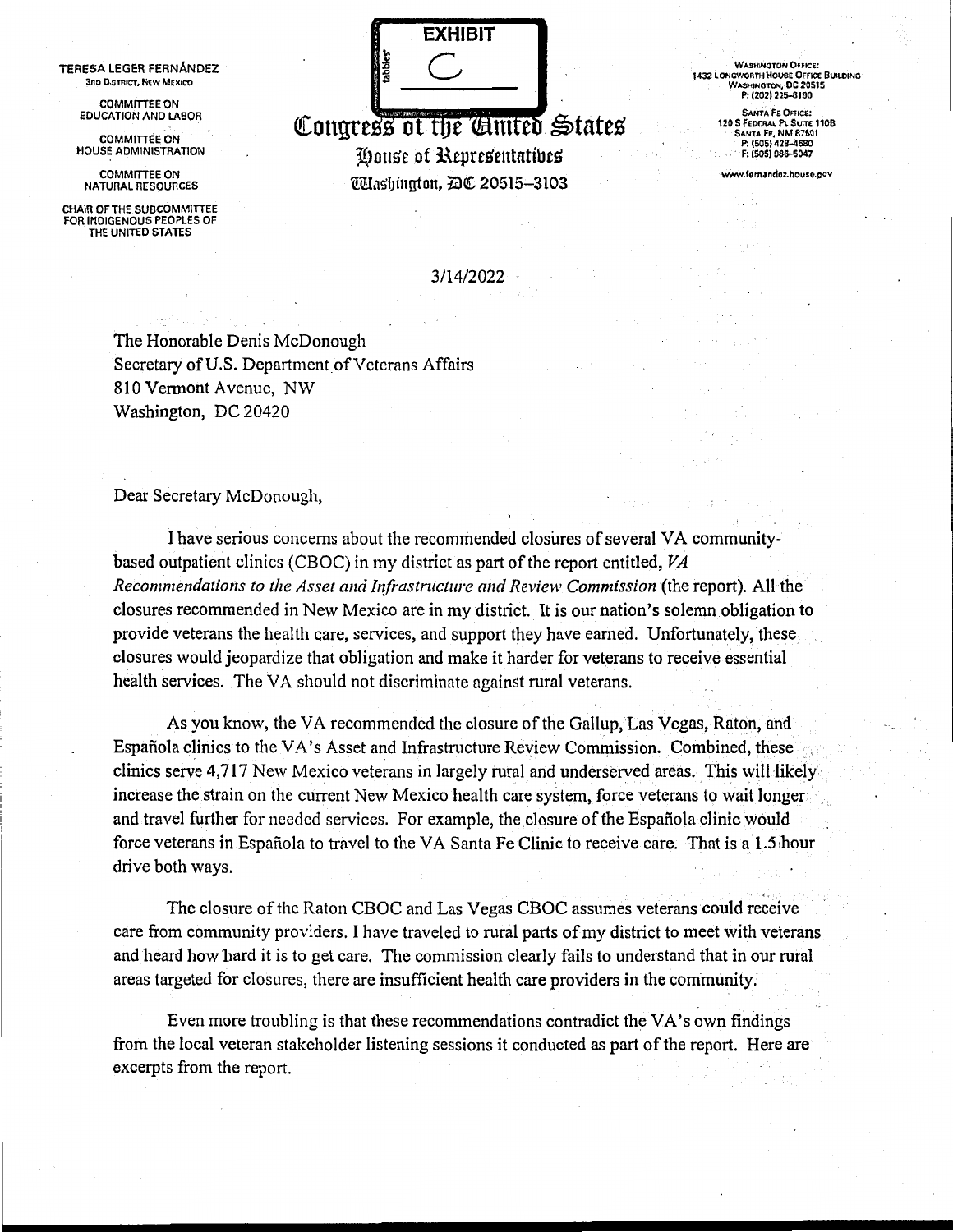EXHIBIT

C

TERESA LEGER FERNÁNDEZ
3RD DISTRICT, NEW MEXICO

COMMITTEE ON
EDUCATION AND LABOR

COMMITTEE ON
HOUSE ADMINISTRATION

COMMITTEE ON
NATURAL RESOURCES

CHAIR OF THE SUBCOMMITTEE
FOR INDIGENOUS PEOPLES OF
THE UNITED STATES

# Congress of the United States
## House of Representatives
Washington, DC 20515–3103

WASHINGTON OFFICE:
1432 LONGWORTH HOUSE OFFICE BUILDING
WASHINGTON, DC 20515
P: (202) 225–6190

SANTA FE OFFICE:
120 S FEDERAL PL SUITE 110B
SANTA FE, NM 87501
P: (505) 428–4680
F: (505) 986–6047

www.fernandez.house.gov

3/14/2022

The Honorable Denis McDonough
Secretary of U.S. Department of Veterans Affairs
810 Vermont Avenue, NW
Washington, DC 20420

Dear Secretary McDonough,

I have serious concerns about the recommended closures of several VA community-based outpatient clinics (CBOC) in my district as part of the report entitled, *VA Recommendations to the Asset and Infrastructure and Review Commission* (the report). All the closures recommended in New Mexico are in my district. It is our nation's solemn obligation to provide veterans the health care, services, and support they have earned. Unfortunately, these closures would jeopardize that obligation and make it harder for veterans to receive essential health services. The VA should not discriminate against rural veterans.

As you know, the VA recommended the closure of the Gallup, Las Vegas, Raton, and Española clinics to the VA's Asset and Infrastructure Review Commission. Combined, these clinics serve 4,717 New Mexico veterans in largely rural and underserved areas. This will likely increase the strain on the current New Mexico health care system, force veterans to wait longer and travel further for needed services. For example, the closure of the Española clinic would force veterans in Española to travel to the VA Santa Fe Clinic to receive care. That is a 1.5 hour drive both ways.

The closure of the Raton CBOC and Las Vegas CBOC assumes veterans could receive care from community providers. I have traveled to rural parts of my district to meet with veterans and heard how hard it is to get care. The commission clearly fails to understand that in our rural areas targeted for closures, there are insufficient health care providers in the community.

Even more troubling is that these recommendations contradict the VA's own findings from the local veteran stakeholder listening sessions it conducted as part of the report. Here are excerpts from the report.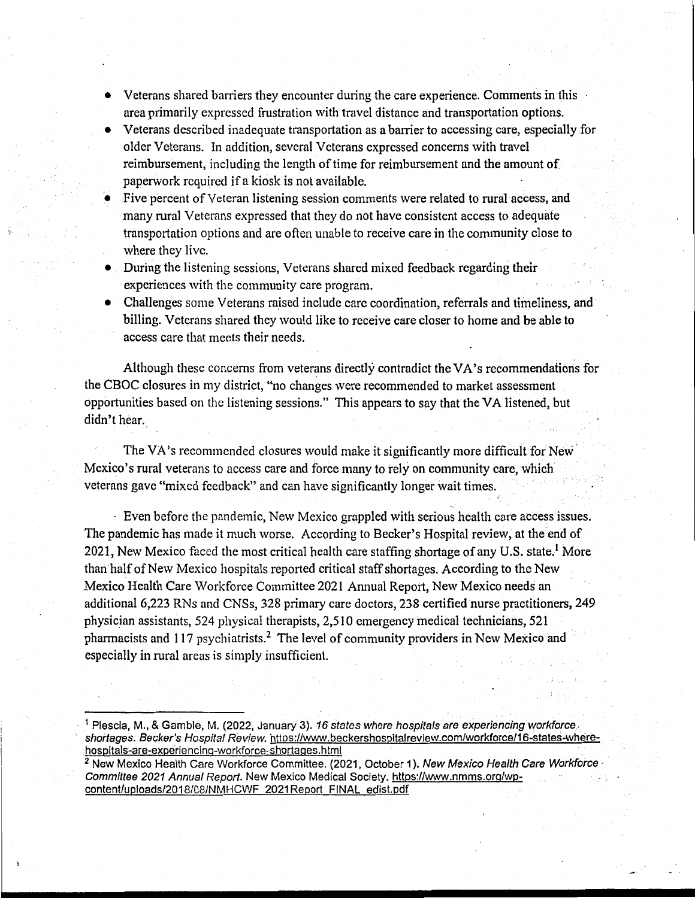- Veterans shared barriers they encounter during the care experience. Comments in this area primarily expressed frustration with travel distance and transportation options.
- Veterans described inadequate transportation as a barrier to accessing care, especially for older Veterans. In addition, several Veterans expressed concerns with travel reimbursement, including the length of time for reimbursement and the amount of paperwork required if a kiosk is not available.
- Five percent of Veteran listening session comments were related to rural access, and many rural Veterans expressed that they do not have consistent access to adequate transportation options and are often unable to receive care in the community close to where they live.
- During the listening sessions, Veterans shared mixed feedback regarding their experiences with the community care program.
- Challenges some Veterans raised include care coordination, referrals and timeliness, and billing. Veterans shared they would like to receive care closer to home and be able to access care that meets their needs.

Although these concerns from veterans directly contradict the VA's recommendations for the CBOC closures in my district, "no changes were recommended to market assessment opportunities based on the listening sessions." This appears to say that the VA listened, but didn't hear.

The VA's recommended closures would make it significantly more difficult for New Mexico's rural veterans to access care and force many to rely on community care, which veterans gave "mixed feedback" and can have significantly longer wait times.

Even before the pandemic, New Mexico grappled with serious health care access issues. The pandemic has made it much worse. According to Becker's Hospital review, at the end of 2021, New Mexico faced the most critical health care staffing shortage of any U.S. state.[1] More than half of New Mexico hospitals reported critical staff shortages. According to the New Mexico Health Care Workforce Committee 2021 Annual Report, New Mexico needs an additional 6,223 RNs and CNSs, 328 primary care doctors, 238 certified nurse practitioners, 249 physician assistants, 524 physical therapists, 2,510 emergency medical technicians, 521 pharmacists and 117 psychiatrists.[2] The level of community providers in New Mexico and especially in rural areas is simply insufficient.

---

[1] Plescia, M., & Gamble, M. (2022, January 3). *16 states where hospitals are experiencing workforce shortages. Becker's Hospital Review.* https://www.beckershospitalreview.com/workforce/16-states-where-hospitals-are-experiencing-workforce-shortages.html

[2] New Mexico Health Care Workforce Committee. (2021, October 1). *New Mexico Health Care Workforce Committee 2021 Annual Report.* New Mexico Medical Society. https://www.nmms.org/wp-content/uploads/2018/08/NMHCWF_2021Report_FINAL_edist.pdf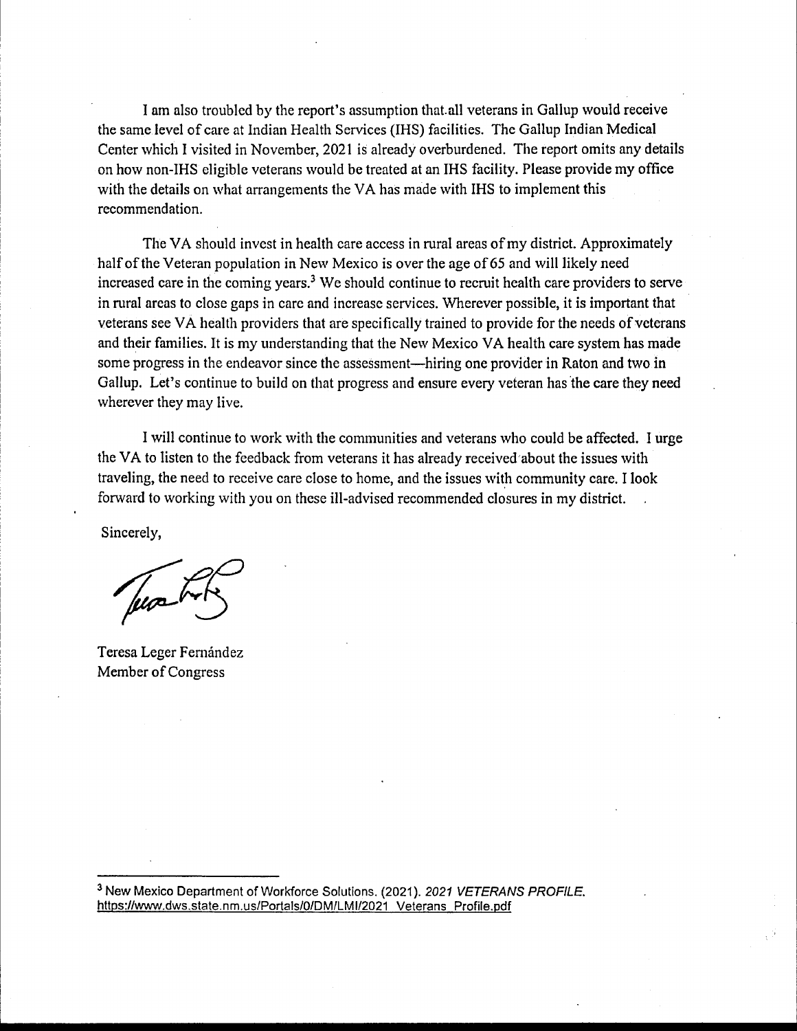I am also troubled by the report's assumption that all veterans in Gallup would receive the same level of care at Indian Health Services (IHS) facilities. The Gallup Indian Medical Center which I visited in November, 2021 is already overburdened. The report omits any details on how non-IHS eligible veterans would be treated at an IHS facility. Please provide my office with the details on what arrangements the VA has made with IHS to implement this recommendation.

The VA should invest in health care access in rural areas of my district. Approximately half of the Veteran population in New Mexico is over the age of 65 and will likely need increased care in the coming years.[3] We should continue to recruit health care providers to serve in rural areas to close gaps in care and increase services. Wherever possible, it is important that veterans see VA health providers that are specifically trained to provide for the needs of veterans and their families. It is my understanding that the New Mexico VA health care system has made some progress in the endeavor since the assessment—hiring one provider in Raton and two in Gallup. Let's continue to build on that progress and ensure every veteran has the care they need wherever they may live.

I will continue to work with the communities and veterans who could be affected. I urge the VA to listen to the feedback from veterans it has already received about the issues with traveling, the need to receive care close to home, and the issues with community care. I look forward to working with you on these ill-advised recommended closures in my district.

Sincerely,

Teresa Leger Fernández
Member of Congress

---

[3] New Mexico Department of Workforce Solutions. (2021). *2021 VETERANS PROFILE*. https://www.dws.state.nm.us/Portals/0/DM/LMI/2021_Veterans_Profile.pdf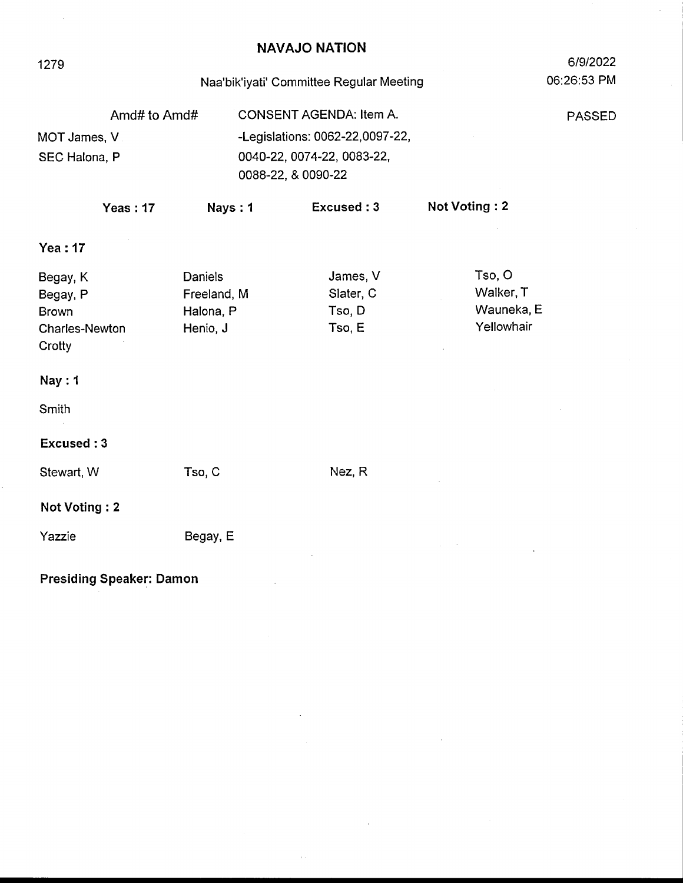# NAVAJO NATION

1279

6/9/2022

Naa'bik'iyati' Committee Regular Meeting

06:26:53 PM

Amd# to Amd#

CONSENT AGENDA: Item A.
-Legislations: 0062-22,0097-22,
0040-22, 0074-22, 0083-22,
0088-22, & 0090-22

PASSED

MOT James, V
SEC Halona, P

**Yeas : 17** **Nays : 1** **Excused : 3** **Not Voting : 2**

**Yea : 17**

| | | | |
|---|---|---|---|
| Begay, K | Daniels | James, V | Tso, O |
| Begay, P | Freeland, M | Slater, C | Walker, T |
| Brown | Halona, P | Tso, D | Wauneka, E |
| Charles-Newton | Henio, J | Tso, E | Yellowhair |
| Crotty | | | |

**Nay : 1**

Smith

**Excused : 3**

Stewart, W Tso, C Nez, R

**Not Voting : 2**

Yazzie Begay, E

**Presiding Speaker: Damon**